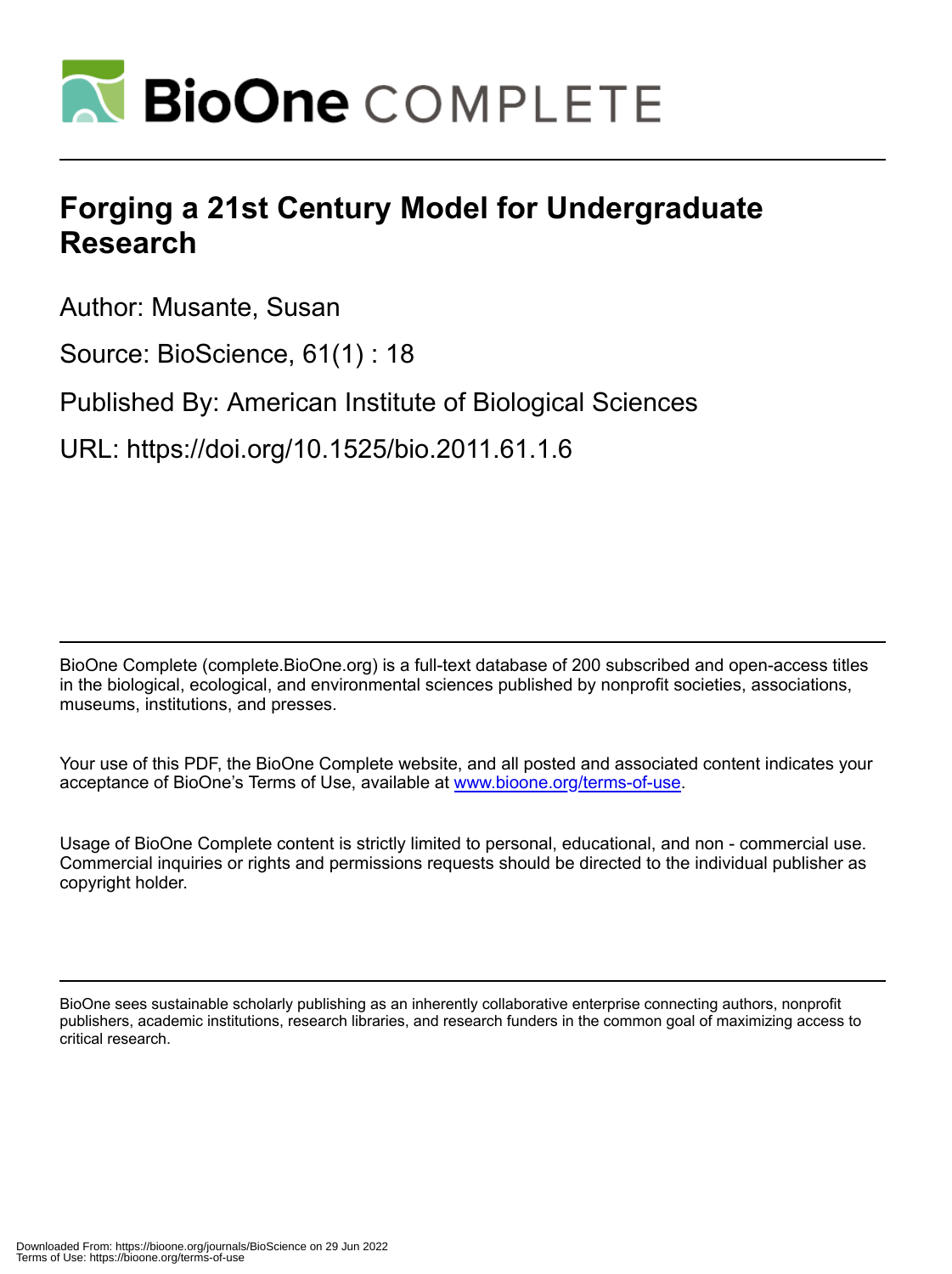# Forging a 21st Century Model for Undergraduate Research

Author: Musante, Susan

Source: BioScience, 61(1) : 18

Published By: American Institute of Biological Sciences

URL: https://doi.org/10.1525/bio.2011.61.1.6

BioOne Complete (complete.BioOne.org) is a full-text database of 200 subscribed and open-access titles in the biological, ecological, and environmental sciences published by nonprofit societies, associations, museums, institutions, and presses.

Your use of this PDF, the BioOne Complete website, and all posted and associated content indicates your acceptance of BioOne's Terms of Use, available at www.bioone.org/terms-of-use.

Usage of BioOne Complete content is strictly limited to personal, educational, and non - commercial use. Commercial inquiries or rights and permissions requests should be directed to the individual publisher as copyright holder.

BioOne sees sustainable scholarly publishing as an inherently collaborative enterprise connecting authors, nonprofit publishers, academic institutions, research libraries, and research funders in the common goal of maximizing access to critical research.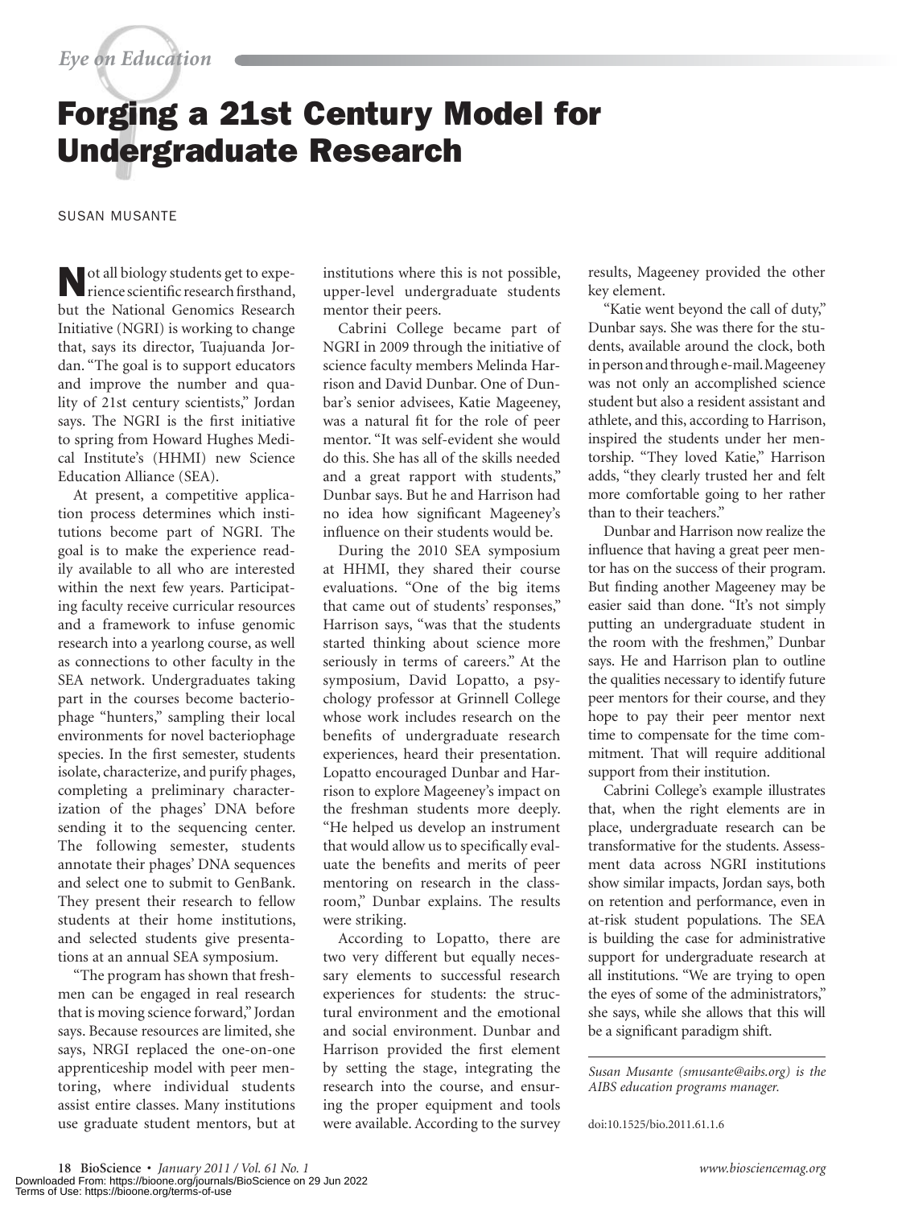*Eye on Education*

# Forging a 21st Century Model for Undergraduate Research

SUSAN MUSANTE

Not all biology students get to experience scientific research firsthand, but the National Genomics Research Initiative (NGRI) is working to change that, says its director, Tuajuanda Jordan. "The goal is to support educators and improve the number and quality of 21st century scientists," Jordan says. The NGRI is the first initiative to spring from Howard Hughes Medical Institute's (HHMI) new Science Education Alliance (SEA).

At present, a competitive application process determines which institutions become part of NGRI. The goal is to make the experience readily available to all who are interested within the next few years. Participating faculty receive curricular resources and a framework to infuse genomic research into a yearlong course, as well as connections to other faculty in the SEA network. Undergraduates taking part in the courses become bacteriophage "hunters," sampling their local environments for novel bacteriophage species. In the first semester, students isolate, characterize, and purify phages, completing a preliminary characterization of the phages' DNA before sending it to the sequencing center. The following semester, students annotate their phages' DNA sequences and select one to submit to GenBank. They present their research to fellow students at their home institutions, and selected students give presentations at an annual SEA symposium.

"The program has shown that freshmen can be engaged in real research that is moving science forward," Jordan says. Because resources are limited, she says, NRGI replaced the one-on-one apprenticeship model with peer mentoring, where individual students assist entire classes. Many institutions use graduate student mentors, but at institutions where this is not possible, upper-level undergraduate students mentor their peers.

Cabrini College became part of NGRI in 2009 through the initiative of science faculty members Melinda Harrison and David Dunbar. One of Dunbar's senior advisees, Katie Mageeney, was a natural fit for the role of peer mentor. "It was self-evident she would do this. She has all of the skills needed and a great rapport with students," Dunbar says. But he and Harrison had no idea how significant Mageeney's influence on their students would be.

During the 2010 SEA symposium at HHMI, they shared their course evaluations. "One of the big items that came out of students' responses," Harrison says, "was that the students started thinking about science more seriously in terms of careers." At the symposium, David Lopatto, a psychology professor at Grinnell College whose work includes research on the benefits of undergraduate research experiences, heard their presentation. Lopatto encouraged Dunbar and Harrison to explore Mageeney's impact on the freshman students more deeply. "He helped us develop an instrument that would allow us to specifically evaluate the benefits and merits of peer mentoring on research in the classroom," Dunbar explains. The results were striking.

According to Lopatto, there are two very different but equally necessary elements to successful research experiences for students: the structural environment and the emotional and social environment. Dunbar and Harrison provided the first element by setting the stage, integrating the research into the course, and ensuring the proper equipment and tools were available. According to the survey results, Mageeney provided the other key element.

"Katie went beyond the call of duty," Dunbar says. She was there for the students, available around the clock, both in person and through e-mail. Mageeney was not only an accomplished science student but also a resident assistant and athlete, and this, according to Harrison, inspired the students under her mentorship. "They loved Katie," Harrison adds, "they clearly trusted her and felt more comfortable going to her rather than to their teachers."

Dunbar and Harrison now realize the influence that having a great peer mentor has on the success of their program. But finding another Mageeney may be easier said than done. "It's not simply putting an undergraduate student in the room with the freshmen," Dunbar says. He and Harrison plan to outline the qualities necessary to identify future peer mentors for their course, and they hope to pay their peer mentor next time to compensate for the time commitment. That will require additional support from their institution.

Cabrini College's example illustrates that, when the right elements are in place, undergraduate research can be transformative for the students. Assessment data across NGRI institutions show similar impacts, Jordan says, both on retention and performance, even in at-risk student populations. The SEA is building the case for administrative support for undergraduate research at all institutions. "We are trying to open the eyes of some of the administrators," she says, while she allows that this will be a significant paradigm shift.

---

*Susan Musante (smusante@aibs.org) is the AIBS education programs manager.*

doi:10.1525/bio.2011.61.1.6